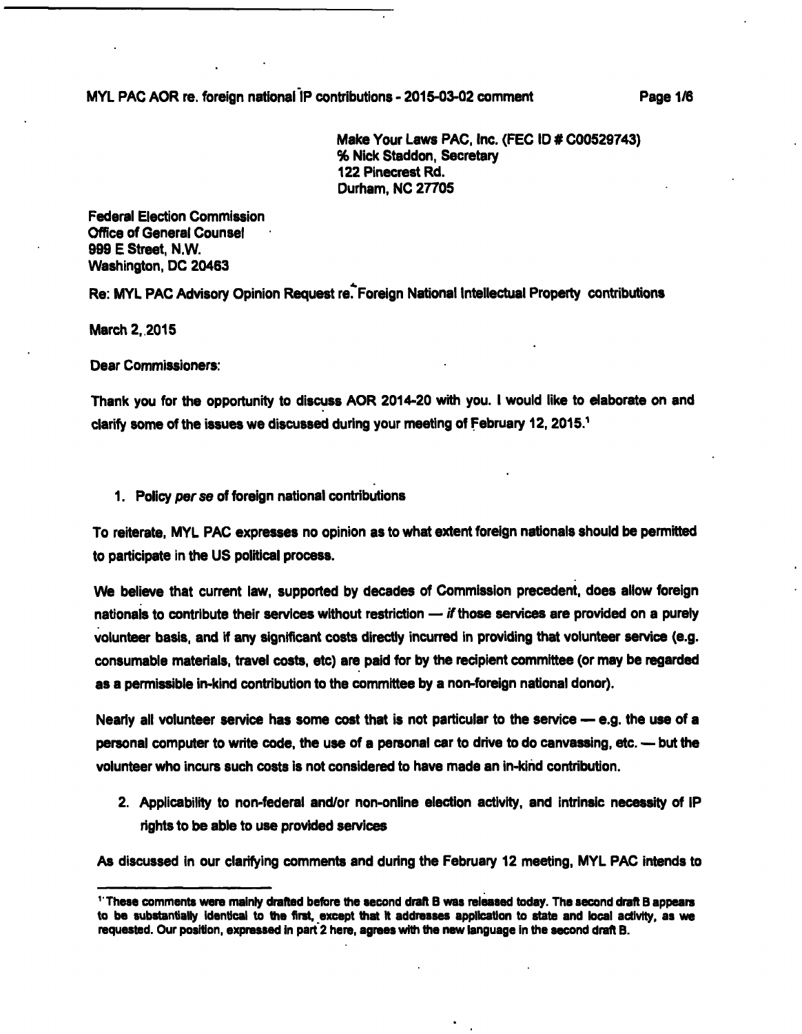Make Your Laws PAC, Inc. (FEC ID # C00529743)
% Nick Staddon, Secretary
122 Pinecrest Rd.
Durham, NC 27705

Federal Election Commission
Office of General Counsel
999 E Street, N.W.
Washington, DC 20463

Re: MYL PAC Advisory Opinion Request re. Foreign National Intellectual Property contributions

March 2, 2015

Dear Commissioners:

Thank you for the opportunity to discuss AOR 2014-20 with you. I would like to elaborate on and clarify some of the issues we discussed during your meeting of February 12, 2015.[1]

1. Policy *per se* of foreign national contributions

To reiterate, MYL PAC expresses no opinion as to what extent foreign nationals should be permitted to participate in the US political process.

We believe that current law, supported by decades of Commission precedent, does allow foreign nationals to contribute their services without restriction — *if* those services are provided on a purely volunteer basis, and if any significant costs directly incurred in providing that volunteer service (e.g. consumable materials, travel costs, etc) are paid for by the recipient committee (or may be regarded as a permissible in-kind contribution to the committee by a non-foreign national donor).

Nearly all volunteer service has some cost that is not particular to the service — e.g. the use of a personal computer to write code, the use of a personal car to drive to do canvassing, etc. — but the volunteer who incurs such costs is not considered to have made an in-kind contribution.

2. Applicability to non-federal and/or non-online election activity, and intrinsic necessity of IP rights to be able to use provided services

As discussed in our clarifying comments and during the February 12 meeting, MYL PAC intends to

[1] These comments were mainly drafted before the second draft B was released today. The second draft B appears to be substantially identical to the first, except that it addresses application to state and local activity, as we requested. Our position, expressed in part 2 here, agrees with the new language in the second draft B.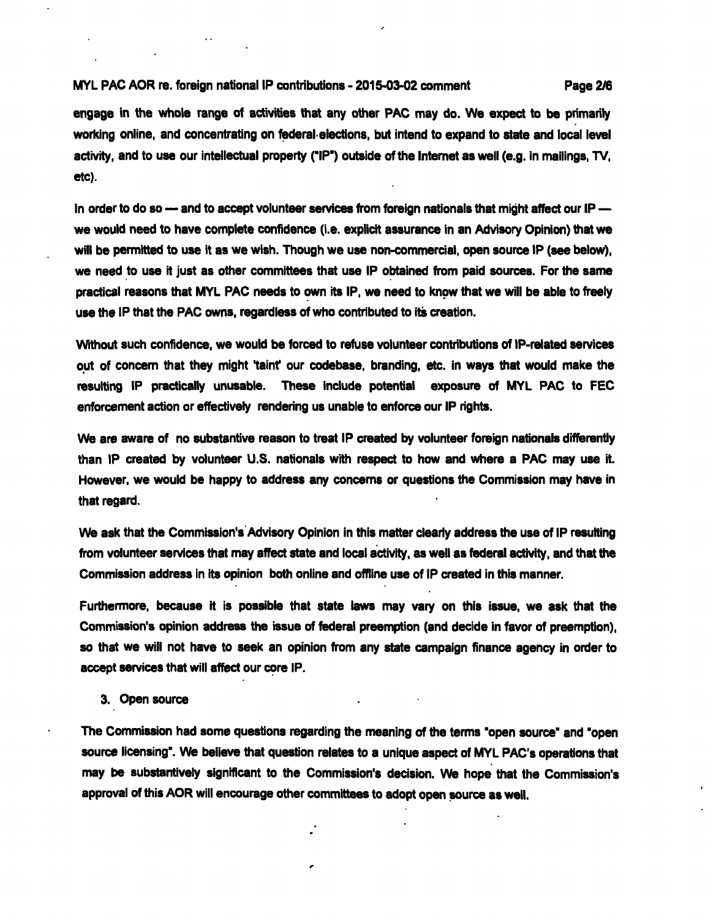engage in the whole range of activities that any other PAC may do. We expect to be primarily working online, and concentrating on federal elections, but intend to expand to state and local level activity, and to use our intellectual property ("IP") outside of the Internet as well (e.g. in mailings, TV, etc).

In order to do so — and to accept volunteer services from foreign nationals that might affect our IP — we would need to have complete confidence (i.e. explicit assurance in an Advisory Opinion) that we will be permitted to use it as we wish. Though we use non-commercial, open source IP (see below), we need to use it just as other committees that use IP obtained from paid sources. For the same practical reasons that MYL PAC needs to own its IP, we need to know that we will be able to freely use the IP that the PAC owns, regardless of who contributed to its creation.

Without such confidence, we would be forced to refuse volunteer contributions of IP-related services out of concern that they might 'taint' our codebase, branding, etc. in ways that would make the resulting IP practically unusable. These include potential exposure of MYL PAC to FEC enforcement action or effectively rendering us unable to enforce our IP rights.

We are aware of no substantive reason to treat IP created by volunteer foreign nationals differently than IP created by volunteer U.S. nationals with respect to how and where a PAC may use it. However, we would be happy to address any concerns or questions the Commission may have in that regard.

We ask that the Commission's Advisory Opinion in this matter clearly address the use of IP resulting from volunteer services that may affect state and local activity, as well as federal activity, and that the Commission address in its opinion both online and offline use of IP created in this manner.

Furthermore, because it is possible that state laws may vary on this issue, we ask that the Commission's opinion address the issue of federal preemption (and decide in favor of preemption), so that we will not have to seek an opinion from any state campaign finance agency in order to accept services that will affect our core IP.

3. Open source

The Commission had some questions regarding the meaning of the terms "open source" and "open source licensing". We believe that question relates to a unique aspect of MYL PAC's operations that may be substantively significant to the Commission's decision. We hope that the Commission's approval of this AOR will encourage other committees to adopt open source as well.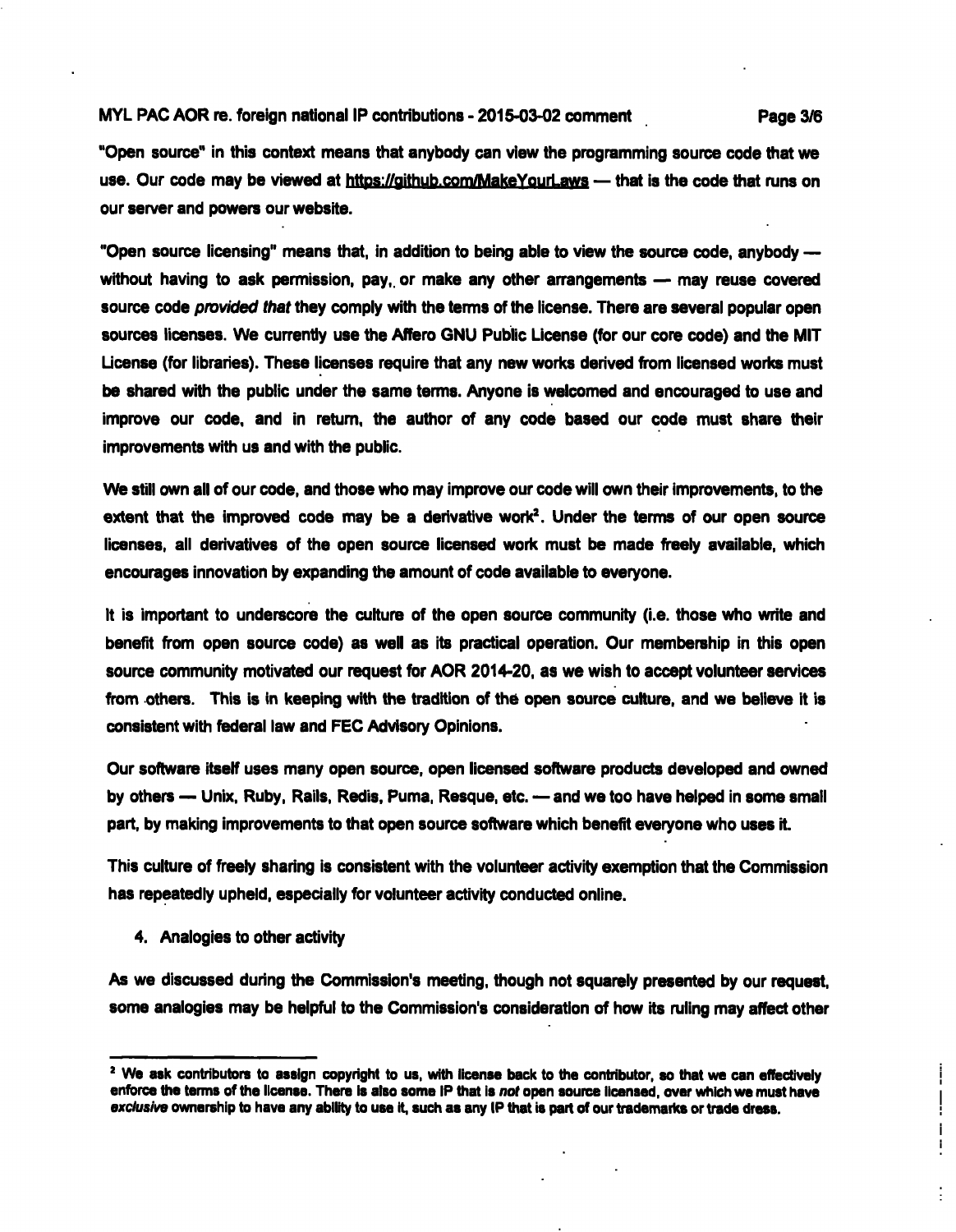"Open source" in this context means that anybody can view the programming source code that we use. Our code may be viewed at https://github.com/MakeYourLaws — that is the code that runs on our server and powers our website.

"Open source licensing" means that, in addition to being able to view the source code, anybody — without having to ask permission, pay, or make any other arrangements — may reuse covered source code *provided that* they comply with the terms of the license. There are several popular open sources licenses. We currently use the Affero GNU Public License (for our core code) and the MIT License (for libraries). These licenses require that any new works derived from licensed works must be shared with the public under the same terms. Anyone is welcomed and encouraged to use and improve our code, and in return, the author of any code based our code must share their improvements with us and with the public.

We still own all of our code, and those who may improve our code will own their improvements, to the extent that the improved code may be a derivative work[2]. Under the terms of our open source licenses, all derivatives of the open source licensed work must be made freely available, which encourages innovation by expanding the amount of code available to everyone.

It is important to underscore the culture of the open source community (i.e. those who write and benefit from open source code) as well as its practical operation. Our membership in this open source community motivated our request for AOR 2014-20, as we wish to accept volunteer services from others. This is in keeping with the tradition of the open source culture, and we believe it is consistent with federal law and FEC Advisory Opinions.

Our software itself uses many open source, open licensed software products developed and owned by others — Unix, Ruby, Rails, Redis, Puma, Resque, etc. — and we too have helped in some small part, by making improvements to that open source software which benefit everyone who uses it.

This culture of freely sharing is consistent with the volunteer activity exemption that the Commission has repeatedly upheld, especially for volunteer activity conducted online.

4. Analogies to other activity

As we discussed during the Commission's meeting, though not squarely presented by our request, some analogies may be helpful to the Commission's consideration of how its ruling may affect other

---

[2] We ask contributors to assign copyright to us, with license back to the contributor, so that we can effectively enforce the terms of the license. There is also some IP that is *not* open source licensed, over which we must have *exclusive* ownership to have any ability to use it, such as any IP that is part of our trademarks or trade dress.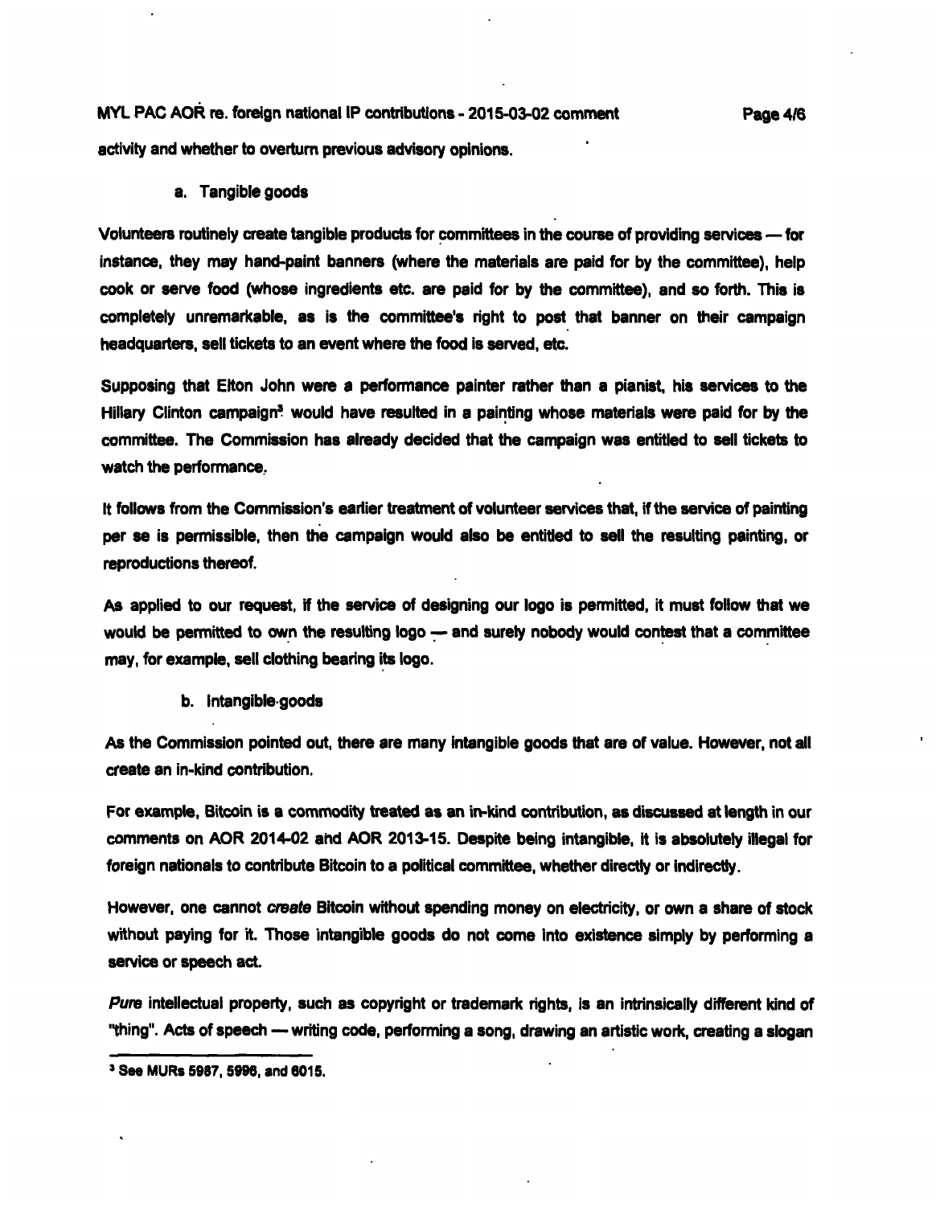activity and whether to overturn previous advisory opinions.

### a. Tangible goods

Volunteers routinely create tangible products for committees in the course of providing services — for instance, they may hand-paint banners (where the materials are paid for by the committee), help cook or serve food (whose ingredients etc. are paid for by the committee), and so forth. This is completely unremarkable, as is the committee's right to post that banner on their campaign headquarters, sell tickets to an event where the food is served, etc.

Supposing that Elton John were a performance painter rather than a pianist, his services to the Hillary Clinton campaign[3] would have resulted in a painting whose materials were paid for by the committee. The Commission has already decided that the campaign was entitled to sell tickets to watch the performance.

It follows from the Commission's earlier treatment of volunteer services that, if the service of painting per se is permissible, then the campaign would also be entitled to sell the resulting painting, or reproductions thereof.

As applied to our request, if the service of designing our logo is permitted, it must follow that we would be permitted to own the resulting logo — and surely nobody would contest that a committee may, for example, sell clothing bearing its logo.

### b. Intangible goods

As the Commission pointed out, there are many intangible goods that are of value. However, not all create an in-kind contribution.

For example, Bitcoin is a commodity treated as an in-kind contribution, as discussed at length in our comments on AOR 2014-02 and AOR 2013-15. Despite being intangible, it is absolutely illegal for foreign nationals to contribute Bitcoin to a political committee, whether directly or indirectly.

However, one cannot *create* Bitcoin without spending money on electricity, or own a share of stock without paying for it. Those intangible goods do not come into existence simply by performing a service or speech act.

*Pure* intellectual property, such as copyright or trademark rights, is an intrinsically different kind of "thing". Acts of speech — writing code, performing a song, drawing an artistic work, creating a slogan

---

[3] See MURs 5987, 5996, and 6015.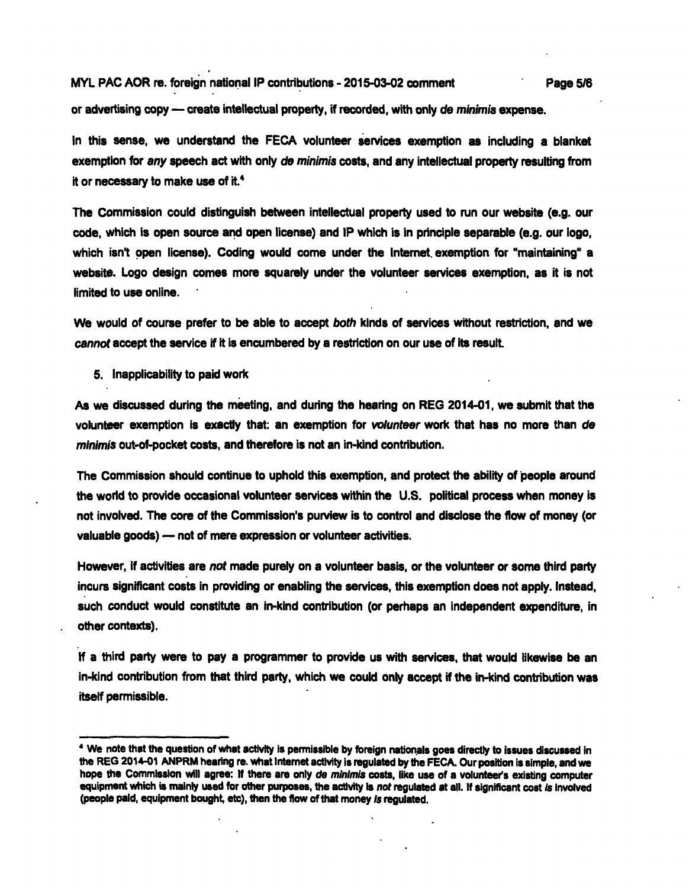or advertising copy — create intellectual property, if recorded, with only *de minimis* expense.

In this sense, we understand the FECA volunteer services exemption as including a blanket exemption for *any* speech act with only *de minimis* costs, and any intellectual property resulting from it or necessary to make use of it.[4]

The Commission could distinguish between intellectual property used to run our website (e.g. our code, which is open source and open license) and IP which is in principle separable (e.g. our logo, which isn't open license). Coding would come under the Internet exemption for "maintaining" a website. Logo design comes more squarely under the volunteer services exemption, as it is not limited to use online.

We would of course prefer to be able to accept *both* kinds of services without restriction, and we *cannot* accept the service if it is encumbered by a restriction on our use of its result.

5. Inapplicability to paid work

As we discussed during the meeting, and during the hearing on REG 2014-01, we submit that the volunteer exemption is exactly that: an exemption for *volunteer* work that has no more than *de minimis* out-of-pocket costs, and therefore is not an in-kind contribution.

The Commission should continue to uphold this exemption, and protect the ability of people around the world to provide occasional volunteer services within the U.S. political process when money is not involved. The core of the Commission's purview is to control and disclose the flow of money (or valuable goods) — not of mere expression or volunteer activities.

However, if activities are *not* made purely on a volunteer basis, or the volunteer or some third party incurs significant costs in providing or enabling the services, this exemption does not apply. Instead, such conduct would constitute an in-kind contribution (or perhaps an independent expenditure, in other contexts).

If a third party were to pay a programmer to provide us with services, that would likewise be an in-kind contribution from that third party, which we could only accept if the in-kind contribution was itself permissible.

---

[4] We note that the question of what activity is permissible by foreign nationals goes directly to issues discussed in the REG 2014-01 ANPRM hearing re. what Internet activity is regulated by the FECA. Our position is simple, and we hope the Commission will agree: If there are only *de minimis* costs, like use of a volunteer's existing computer equipment which is mainly used for other purposes, the activity is *not* regulated at all. If significant cost *is* involved (people paid, equipment bought, etc), then the flow of that money *is* regulated.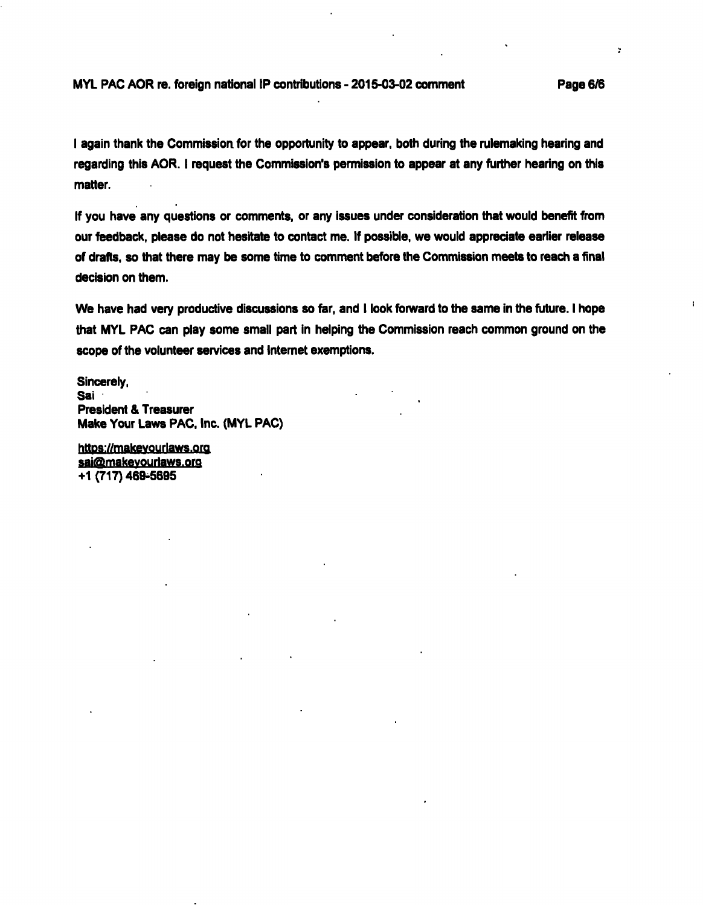I again thank the Commission for the opportunity to appear, both during the rulemaking hearing and regarding this AOR. I request the Commission's permission to appear at any further hearing on this matter.

If you have any questions or comments, or any issues under consideration that would benefit from our feedback, please do not hesitate to contact me. If possible, we would appreciate earlier release of drafts, so that there may be some time to comment before the Commission meets to reach a final decision on them.

We have had very productive discussions so far, and I look forward to the same in the future. I hope that MYL PAC can play some small part in helping the Commission reach common ground on the scope of the volunteer services and Internet exemptions.

Sincerely,
Sai
President & Treasurer
Make Your Laws PAC, Inc. (MYL PAC)

https://makeyourlaws.org
sai@makeyourlaws.org
+1 (717) 469-5695